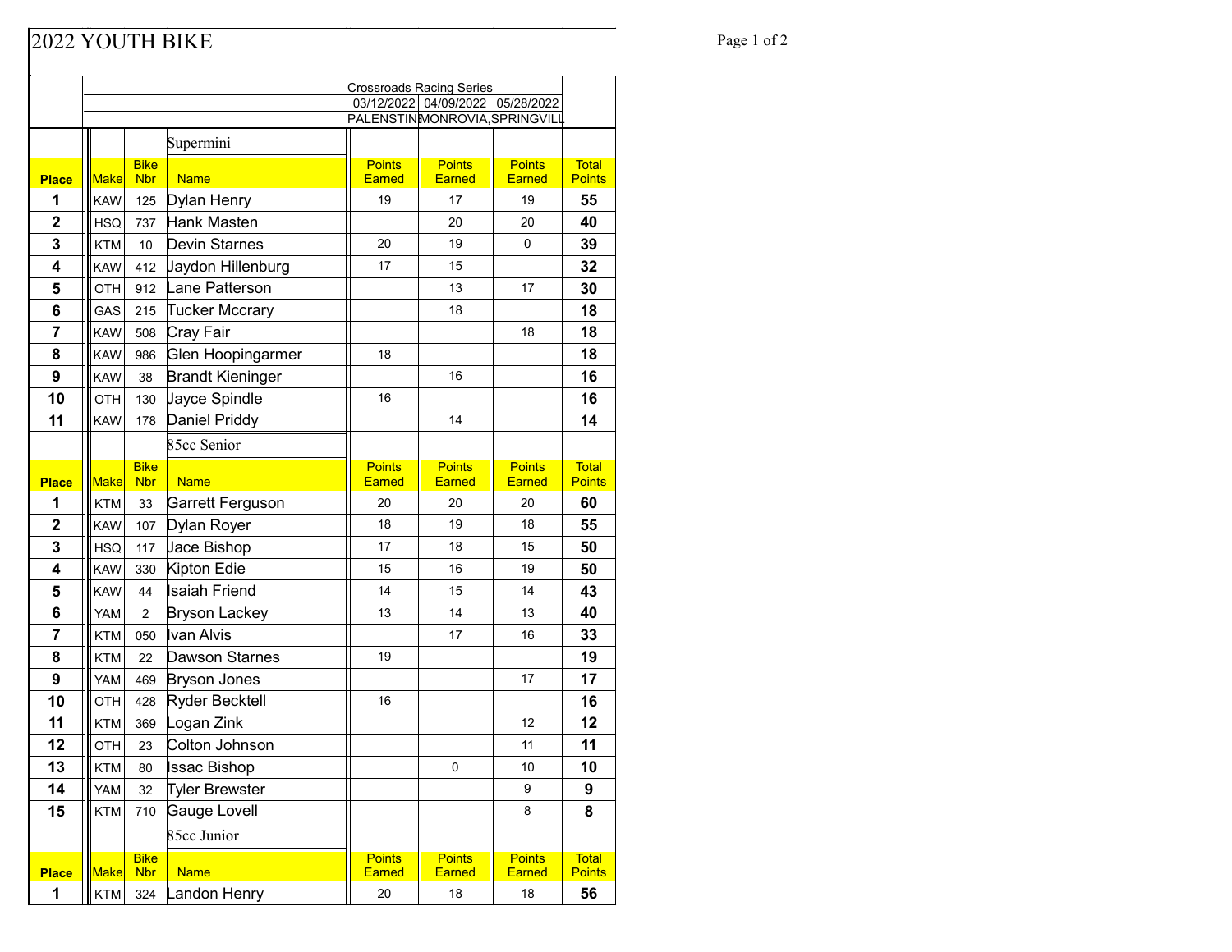# 2022 YOUTH BIKE

Crossroads Racing Series

| | | | | 03/12/2022 PALENSTIN | 04/09/2022 MONROVIA | 05/28/2022 SPRINGVILL | |
|---|---|---|---|---|---|---|---|
| | | | **Supermini** | | | | |
| **Place** | **Make** | **Bike Nbr** | **Name** | **Points Earned** | **Points Earned** | **Points Earned** | **Total Points** |
| **1** | KAW | 125 | Dylan Henry | 19 | 17 | 19 | **55** |
| **2** | HSQ | 737 | Hank Masten | | 20 | 20 | **40** |
| **3** | KTM | 10 | Devin Starnes | 20 | 19 | 0 | **39** |
| **4** | KAW | 412 | Jaydon Hillenburg | 17 | 15 | | **32** |
| **5** | OTH | 912 | Lane Patterson | | 13 | 17 | **30** |
| **6** | GAS | 215 | Tucker Mccrary | | 18 | | **18** |
| **7** | KAW | 508 | Cray Fair | | | 18 | **18** |
| **8** | KAW | 986 | Glen Hoopingarmer | 18 | | | **18** |
| **9** | KAW | 38 | Brandt Kieninger | | 16 | | **16** |
| **10** | OTH | 130 | Jayce Spindle | 16 | | | **16** |
| **11** | KAW | 178 | Daniel Priddy | | 14 | | **14** |
| | | | **85cc Senior** | | | | |
| **Place** | **Make** | **Bike Nbr** | **Name** | **Points Earned** | **Points Earned** | **Points Earned** | **Total Points** |
| **1** | KTM | 33 | Garrett Ferguson | 20 | 20 | 20 | **60** |
| **2** | KAW | 107 | Dylan Royer | 18 | 19 | 18 | **55** |
| **3** | HSQ | 117 | Jace Bishop | 17 | 18 | 15 | **50** |
| **4** | KAW | 330 | Kipton Edie | 15 | 16 | 19 | **50** |
| **5** | KAW | 44 | Isaiah Friend | 14 | 15 | 14 | **43** |
| **6** | YAM | 2 | Bryson Lackey | 13 | 14 | 13 | **40** |
| **7** | KTM | 050 | Ivan Alvis | | 17 | 16 | **33** |
| **8** | KTM | 22 | Dawson Starnes | 19 | | | **19** |
| **9** | YAM | 469 | Bryson Jones | | | 17 | **17** |
| **10** | OTH | 428 | Ryder Becktell | 16 | | | **16** |
| **11** | KTM | 369 | Logan Zink | | | 12 | **12** |
| **12** | OTH | 23 | Colton Johnson | | | 11 | **11** |
| **13** | KTM | 80 | Issac Bishop | | 0 | 10 | **10** |
| **14** | YAM | 32 | Tyler Brewster | | | 9 | **9** |
| **15** | KTM | 710 | Gauge Lovell | | | 8 | **8** |
| | | | **85cc Junior** | | | | |
| **Place** | **Make** | **Bike Nbr** | **Name** | **Points Earned** | **Points Earned** | **Points Earned** | **Total Points** |
| **1** | KTM | 324 | Landon Henry | 20 | 18 | 18 | **56** |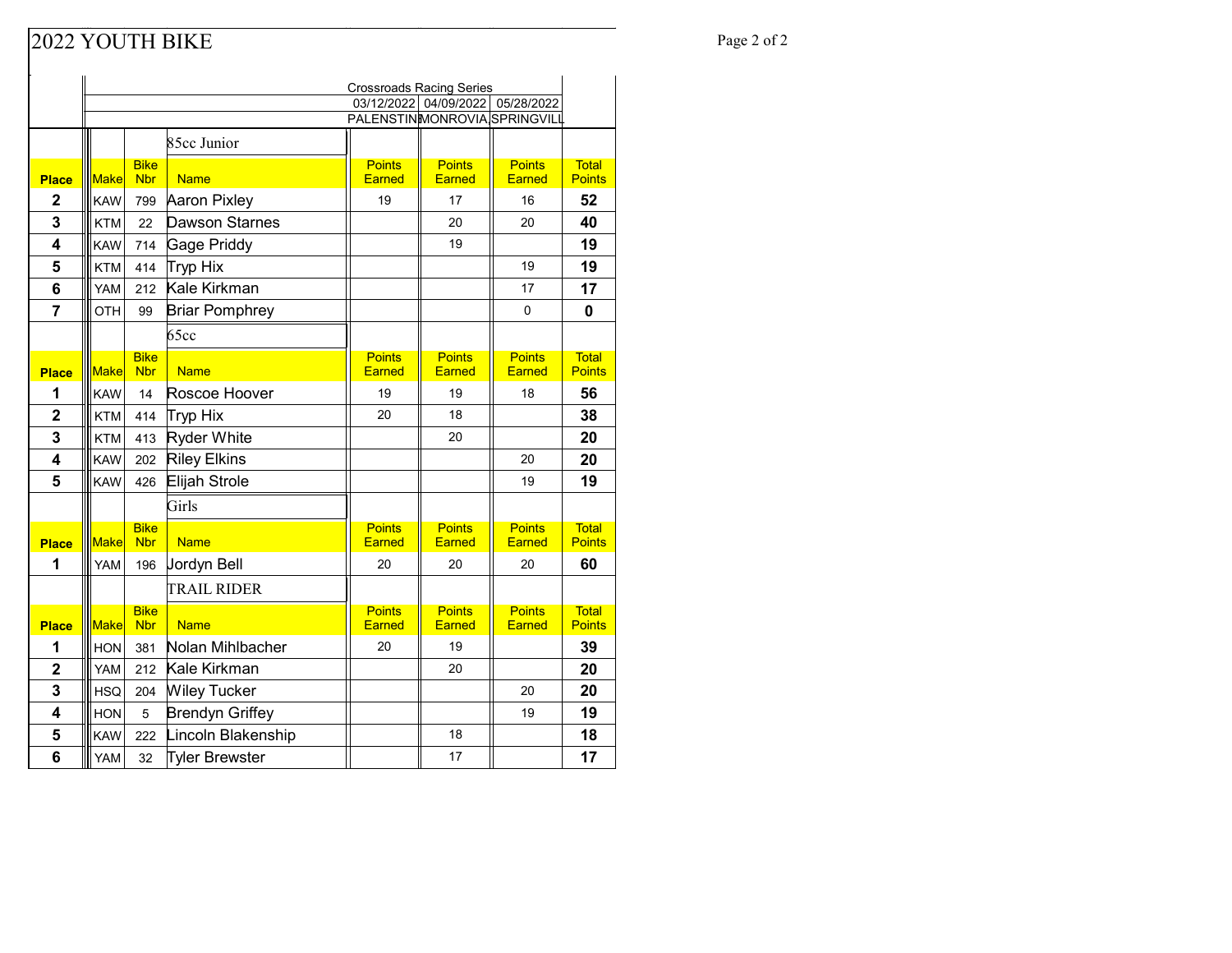# 2022 YOUTH BIKE

| | | | | Crossroads Racing Series | | | |
|---|---|---|---|---|---|---|---|
| | | | | 03/12/2022 | 04/09/2022 | 05/28/2022 | |
| | | | | PALENSTIN | MONROVIA | SPRINGVILL | |
| | | | 85cc Junior | | | | |
| **Place** | **Make** | **Bike Nbr** | **Name** | **Points Earned** | **Points Earned** | **Points Earned** | **Total Points** |
| **2** | KAW | 799 | Aaron Pixley | 19 | 17 | 16 | **52** |
| **3** | KTM | 22 | Dawson Starnes | | 20 | 20 | **40** |
| **4** | KAW | 714 | Gage Priddy | | 19 | | **19** |
| **5** | KTM | 414 | Tryp Hix | | | 19 | **19** |
| **6** | YAM | 212 | Kale Kirkman | | | 17 | **17** |
| **7** | OTH | 99 | Briar Pomphrey | | | 0 | **0** |
| | | | 65cc | | | | |
| **Place** | **Make** | **Bike Nbr** | **Name** | **Points Earned** | **Points Earned** | **Points Earned** | **Total Points** |
| **1** | KAW | 14 | Roscoe Hoover | 19 | 19 | 18 | **56** |
| **2** | KTM | 414 | Tryp Hix | 20 | 18 | | **38** |
| **3** | KTM | 413 | Ryder White | | 20 | | **20** |
| **4** | KAW | 202 | Riley Elkins | | | 20 | **20** |
| **5** | KAW | 426 | Elijah Strole | | | 19 | **19** |
| | | | Girls | | | | |
| **Place** | **Make** | **Bike Nbr** | **Name** | **Points Earned** | **Points Earned** | **Points Earned** | **Total Points** |
| **1** | YAM | 196 | Jordyn Bell | 20 | 20 | 20 | **60** |
| | | | TRAIL RIDER | | | | |
| **Place** | **Make** | **Bike Nbr** | **Name** | **Points Earned** | **Points Earned** | **Points Earned** | **Total Points** |
| **1** | HON | 381 | Nolan Mihlbacher | 20 | 19 | | **39** |
| **2** | YAM | 212 | Kale Kirkman | | 20 | | **20** |
| **3** | HSQ | 204 | Wiley Tucker | | | 20 | **20** |
| **4** | HON | 5 | Brendyn Griffey | | | 19 | **19** |
| **5** | KAW | 222 | Lincoln Blakenship | | 18 | | **18** |
| **6** | YAM | 32 | Tyler Brewster | | 17 | | **17** |